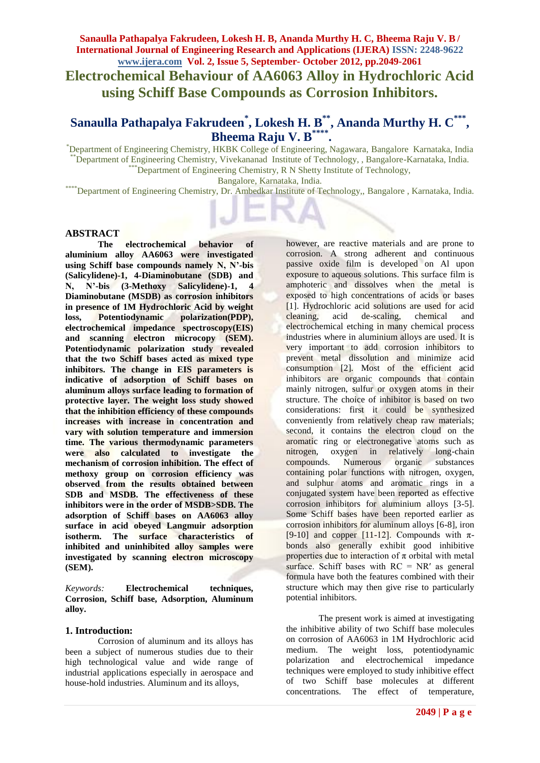# Electrochemical Behaviour of AA6063 Alloy in Hydrochloric Acid using Schiff Base Compounds as Corrosion Inhibitors.

**Sanaulla Pathapalya Fakrudeen[*], Lokesh H. B[**], Ananda Murthy H. C[***], Bheema Raju V. B[****].**

[*]Department of Engineering Chemistry, HKBK College of Engineering, Nagawara, Bangalore Karnataka, India
[**]Department of Engineering Chemistry, Vivekananad Institute of Technology, , Bangalore-Karnataka, India.
[***]Department of Engineering Chemistry, R N Shetty Institute of Technology, Bangalore, Karnataka, India.
[****]Department of Engineering Chemistry, Dr. Ambedkar Institute of Technology,, Bangalore , Karnataka, India.

## ABSTRACT

**The electrochemical behavior of aluminium alloy AA6063 were investigated using Schiff base compounds namely N, N'-bis (Salicylidene)-1, 4-Diaminobutane (SDB) and N, N'-bis (3-Methoxy Salicylidene)-1, 4 Diaminobutane (MSDB) as corrosion inhibitors in presence of 1M Hydrochloric Acid by weight loss, Potentiodynamic polarization(PDP), electrochemical impedance spectroscopy(EIS) and scanning electron microcopy (SEM). Potentiodynamic polarization study revealed that the two Schiff bases acted as mixed type inhibitors. The change in EIS parameters is indicative of adsorption of Schiff bases on aluminum alloys surface leading to formation of protective layer. The weight loss study showed that the inhibition efficiency of these compounds increases with increase in concentration and vary with solution temperature and immersion time. The various thermodynamic parameters were also calculated to investigate the mechanism of corrosion inhibition. The effect of methoxy group on corrosion efficiency was observed from the results obtained between SDB and MSDB. The effectiveness of these inhibitors were in the order of MSDB>SDB. The adsorption of Schiff bases on AA6063 alloy surface in acid obeyed Langmuir adsorption isotherm. The surface characteristics of inhibited and uninhibited alloy samples were investigated by scanning electron microscopy (SEM).**

*Keywords:* **Electrochemical techniques, Corrosion, Schiff base, Adsorption, Aluminum alloy.**

## 1. Introduction:

Corrosion of aluminum and its alloys has been a subject of numerous studies due to their high technological value and wide range of industrial applications especially in aerospace and house-hold industries. Aluminum and its alloys, however, are reactive materials and are prone to corrosion. A strong adherent and continuous passive oxide film is developed on Al upon exposure to aqueous solutions. This surface film is amphoteric and dissolves when the metal is exposed to high concentrations of acids or bases [1]. Hydrochloric acid solutions are used for acid cleaning, acid de-scaling, chemical and electrochemical etching in many chemical process industries where in aluminium alloys are used. It is very important to add corrosion inhibitors to prevent metal dissolution and minimize acid consumption [2]. Most of the efficient acid inhibitors are organic compounds that contain mainly nitrogen, sulfur or oxygen atoms in their structure. The choice of inhibitor is based on two considerations: first it could be synthesized conveniently from relatively cheap raw materials; second, it contains the electron cloud on the aromatic ring or electronegative atoms such as nitrogen, oxygen in relatively long-chain compounds. Numerous organic substances containing polar functions with nitrogen, oxygen, and sulphur atoms and aromatic rings in a conjugated system have been reported as effective corrosion inhibitors for aluminium alloys [3-5]. Some Schiff bases have been reported earlier as corrosion inhibitors for aluminum alloys [6-8], iron [9-10] and copper [11-12]. Compounds with $\pi$-bonds also generally exhibit good inhibitive properties due to interaction of $\pi$ orbital with metal surface. Schiff bases with $RC = NR'$ as general formula have both the features combined with their structure which may then give rise to particularly potential inhibitors.

The present work is aimed at investigating the inhibitive ability of two Schiff base molecules on corrosion of AA6063 in 1M Hydrochloric acid medium. The weight loss, potentiodynamic polarization and electrochemical impedance techniques were employed to study inhibitive effect of two Schiff base molecules at different concentrations. The effect of temperature,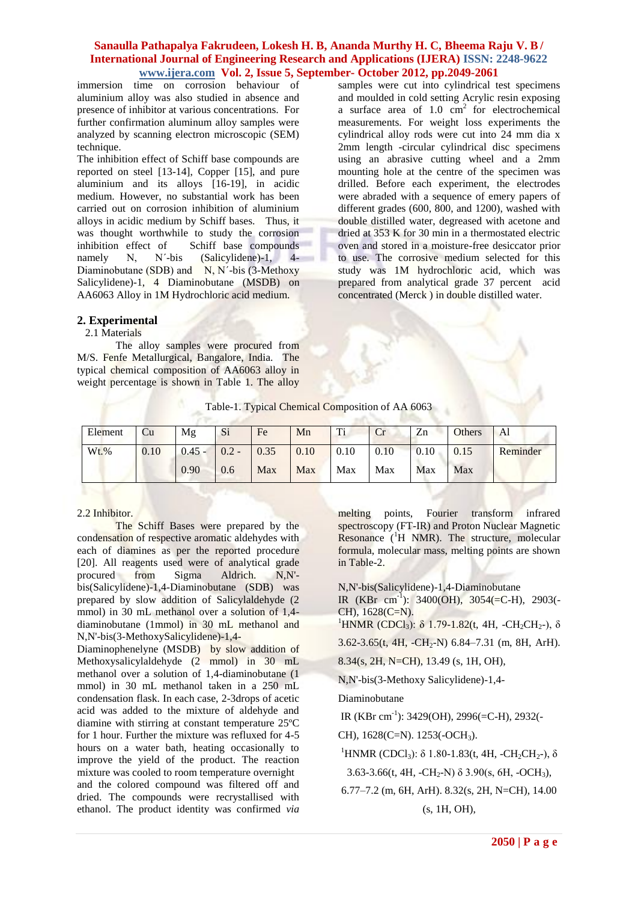immersion time on corrosion behaviour of aluminium alloy was also studied in absence and presence of inhibitor at various concentrations. For further confirmation aluminum alloy samples were analyzed by scanning electron microscopic (SEM) technique.

The inhibition effect of Schiff base compounds are reported on steel [13-14], Copper [15], and pure aluminium and its alloys [16-19], in acidic medium. However, no substantial work has been carried out on corrosion inhibition of aluminium alloys in acidic medium by Schiff bases. Thus, it was thought worthwhile to study the corrosion inhibition effect of Schiff base compounds namely N, N´-bis (Salicylidene)-1, 4-Diaminobutane (SDB) and N, N´-bis (3-Methoxy Salicylidene)-1, 4 Diaminobutane (MSDB) on AA6063 Alloy in 1M Hydrochloric acid medium.

## 2. Experimental

### 2.1 Materials

The alloy samples were procured from M/S. Fenfe Metallurgical, Bangalore, India. The typical chemical composition of AA6063 alloy in weight percentage is shown in Table 1. The alloy samples were cut into cylindrical test specimens and moulded in cold setting Acrylic resin exposing a surface area of 1.0 $cm^2$ for electrochemical measurements. For weight loss experiments the cylindrical alloy rods were cut into 24 mm dia x 2mm length -circular cylindrical disc specimens using an abrasive cutting wheel and a 2mm mounting hole at the centre of the specimen was drilled. Before each experiment, the electrodes were abraded with a sequence of emery papers of different grades (600, 800, and 1200), washed with double distilled water, degreased with acetone and dried at 353 K for 30 min in a thermostated electric oven and stored in a moisture-free desiccator prior to use. The corrosive medium selected for this study was 1M hydrochloric acid, which was prepared from analytical grade 37 percent acid concentrated (Merck ) in double distilled water.

Table-1. Typical Chemical Composition of AA 6063

| Element | Cu | Mg | Si | Fe | Mn | Ti | Cr | Zn | Others | Al |
|---|---|---|---|---|---|---|---|---|---|---|
| Wt.% | 0.10 | 0.45 - 0.90 | 0.2 - 0.6 | 0.35 Max | 0.10 Max | 0.10 Max | 0.10 Max | 0.10 Max | 0.15 Max | Reminder |

### 2.2 Inhibitor.

The Schiff Bases were prepared by the condensation of respective aromatic aldehydes with each of diamines as per the reported procedure [20]. All reagents used were of analytical grade procured from Sigma Aldrich. N,N'-bis(Salicylidene)-1,4-Diaminobutane (SDB) was prepared by slow addition of Salicylaldehyde (2 mmol) in 30 mL methanol over a solution of 1,4-diaminobutane (1mmol) in 30 mL methanol and N,N'-bis(3-MethoxySalicylidene)-1,4-Diaminophenelyne (MSDB) by slow addition of Methoxysalicylaldehyde (2 mmol) in 30 mL methanol over a solution of 1,4-diaminobutane (1 mmol) in 30 mL methanol taken in a 250 mL condensation flask. In each case, 2-3drops of acetic acid was added to the mixture of aldehyde and diamine with stirring at constant temperature 25ºC for 1 hour. Further the mixture was refluxed for 4-5 hours on a water bath, heating occasionally to improve the yield of the product. The reaction mixture was cooled to room temperature overnight and the colored compound was filtered off and dried. The compounds were recrystallised with ethanol. The product identity was confirmed *via* melting points, Fourier transform infrared spectroscopy (FT-IR) and Proton Nuclear Magnetic Resonance ($^1$H NMR). The structure, molecular formula, molecular mass, melting points are shown in Table-2.

N,N'-bis(Salicylidene)-1,4-Diaminobutane

IR (KBr $cm^{-1}$): 3400(OH), 3054(=C-H), 2903(-CH), 1628(C=N).

$^1$HNMR ($CDCl_3$): δ 1.79-1.82(t, 4H, $-CH_2CH_2-$), δ 3.62-3.65(t, 4H, $-CH_2$-N) 6.84–7.31 (m, 8H, ArH). 8.34(s, 2H, N=CH), 13.49 (s, 1H, OH),

N,N'-bis(3-Methoxy Salicylidene)-1,4-Diaminobutane

IR (KBr $cm^{-1}$): 3429(OH), 2996(=C-H), 2932(-CH), 1628(C=N). 1253($-OCH_3$).

$^1$HNMR ($CDCl_3$): δ 1.80-1.83(t, 4H, $-CH_2CH_2-$), δ 3.63-3.66(t, 4H, $-CH_2$-N) δ 3.90(s, 6H, $-OCH_3$), 6.77–7.2 (m, 6H, ArH). 8.32(s, 2H, N=CH), 14.00 (s, 1H, OH),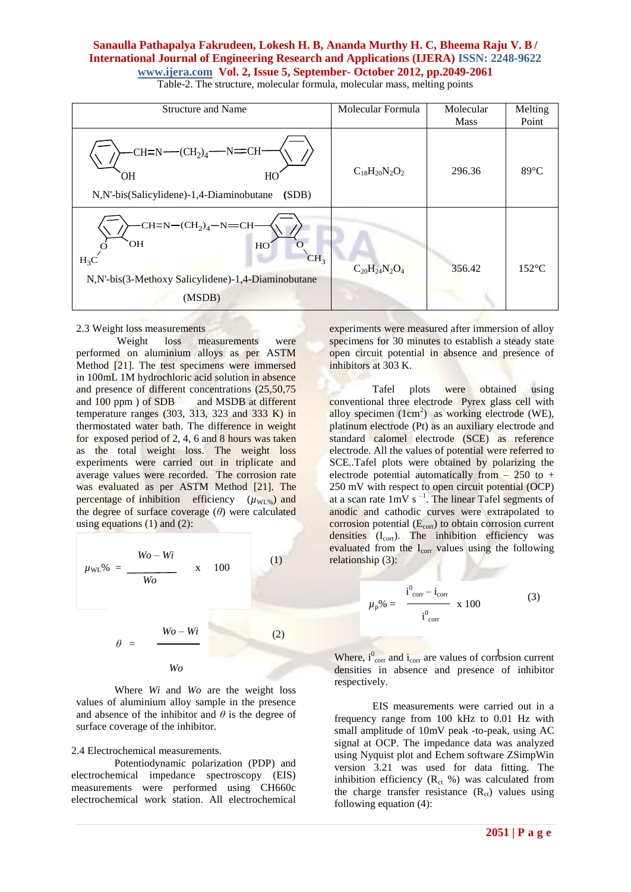Table-2. The structure, molecular formula, molecular mass, melting points

| Structure and Name | Molecular Formula | Molecular Mass | Melting Point |
|---|---|---|---|
| N,N'-bis(Salicylidene)-1,4-Diaminobutane (SDB) | $C_{18}H_{20}N_2O_2$ | 296.36 | 89°C |
| N,N'-bis(3-Methoxy Salicylidene)-1,4-Diaminobutane (MSDB) | $C_{20}H_{24}N_2O_4$ | 356.42 | 152°C |

2.3 Weight loss measurements

Weight loss measurements were performed on aluminium alloys as per ASTM Method [21]. The test specimens were immersed in 100mL 1M hydrochloric acid solution in absence and presence of different concentrations (25,50,75 and 100 ppm ) of SDB and MSDB at different temperature ranges (303, 313, 323 and 333 K) in thermostated water bath. The difference in weight for exposed period of 2, 4, 6 and 8 hours was taken as the total weight loss. The weight loss experiments were carried out in triplicate and average values were recorded. The corrosion rate was evaluated as per ASTM Method [21]. The percentage of inhibition efficiency ($\mu_{WL\%}$) and the degree of surface coverage ($\theta$) were calculated using equations (1) and (2):

$$\mu_{WL}\% = \frac{Wo - Wi}{Wo} \times 100 \quad (1)$$

$$\theta = \frac{Wo - Wi}{Wo} \quad (2)$$

Where $Wi$ and $Wo$ are the weight loss values of aluminium alloy sample in the presence and absence of the inhibitor and $\theta$ is the degree of surface coverage of the inhibitor.

2.4 Electrochemical measurements.

Potentiodynamic polarization (PDP) and electrochemical impedance spectroscopy (EIS) measurements were performed using CH660c electrochemical work station. All electrochemical experiments were measured after immersion of alloy specimens for 30 minutes to establish a steady state open circuit potential in absence and presence of inhibitors at 303 K.

Tafel plots were obtained using conventional three electrode Pyrex glass cell with alloy specimen ($1cm^2$) as working electrode (WE), platinum electrode (Pt) as an auxiliary electrode and standard calomel electrode (SCE) as reference electrode. All the values of potential were referred to SCE..Tafel plots were obtained by polarizing the electrode potential automatically from – 250 to + 250 mV with respect to open circuit potential (OCP) at a scan rate 1mV $s^{-1}$. The linear Tafel segments of anodic and cathodic curves were extrapolated to corrosion potential ($E_{corr}$) to obtain corrosion current densities ($I_{corr}$). The inhibition efficiency was evaluated from the $I_{corr}$ values using the following relationship (3):

$$\mu_p\% = \frac{i^0_{corr} - i_{corr}}{i^0_{corr}} \times 100 \quad (3)$$

Where, $i^0_{corr}$ and $i_{corr}$ are values of corrosion current densities in absence and presence of inhibitor respectively.

EIS measurements were carried out in a frequency range from 100 kHz to 0.01 Hz with small amplitude of 10mV peak -to-peak, using AC signal at OCP. The impedance data was analyzed using Nyquist plot and Echem software ZSimpWin version 3.21 was used for data fitting. The inhibition efficiency ($R_{ct}$ %) was calculated from the charge transfer resistance ($R_{ct}$) values using following equation (4):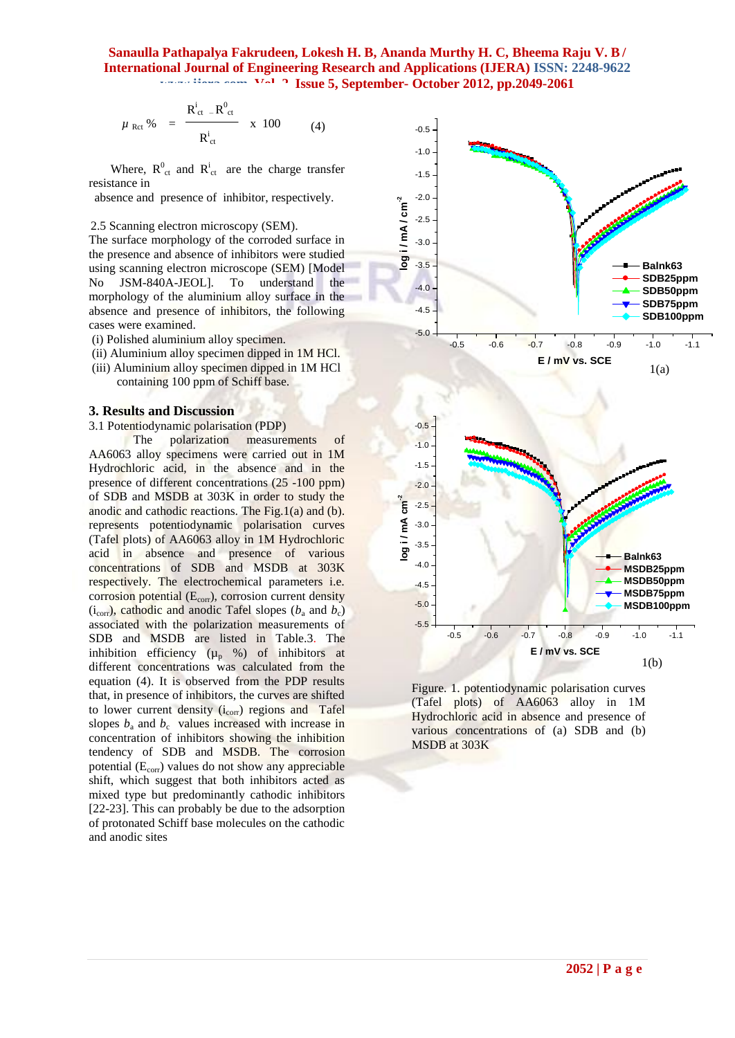$$\mu_{Rct}\,\% = \frac{R^{i}_{ct} - R^{0}_{ct}}{R^{i}_{ct}} \times 100 \qquad (4)$$

Where, $R^{0}_{ct}$ and $R^{i}_{ct}$ are the charge transfer resistance in absence and presence of inhibitor, respectively.

2.5 Scanning electron microscopy (SEM).

The surface morphology of the corroded surface in the presence and absence of inhibitors were studied using scanning electron microscope (SEM) [Model No JSM-840A-JEOL]. To understand the morphology of the aluminium alloy surface in the absence and presence of inhibitors, the following cases were examined.

(i) Polished aluminium alloy specimen.

(ii) Aluminium alloy specimen dipped in 1M HCl.

(iii) Aluminium alloy specimen dipped in 1M HCl containing 100 ppm of Schiff base.

## 3. Results and Discussion

3.1 Potentiodynamic polarisation (PDP)

The polarization measurements of AA6063 alloy specimens were carried out in 1M Hydrochloric acid, in the absence and in the presence of different concentrations (25 -100 ppm) of SDB and MSDB at 303K in order to study the anodic and cathodic reactions. The Fig.1(a) and (b). represents potentiodynamic polarisation curves (Tafel plots) of AA6063 alloy in 1M Hydrochloric acid in absence and presence of various concentrations of SDB and MSDB at 303K respectively. The electrochemical parameters i.e. corrosion potential ($E_{corr}$), corrosion current density ($i_{corr}$), cathodic and anodic Tafel slopes ($b_a$ and $b_c$) associated with the polarization measurements of SDB and MSDB are listed in Table.3. The inhibition efficiency ($\mu_p$ %) of inhibitors at different concentrations was calculated from the equation (4). It is observed from the PDP results that, in presence of inhibitors, the curves are shifted to lower current density ($i_{corr}$) regions and Tafel slopes $b_a$ and $b_c$ values increased with increase in concentration of inhibitors showing the inhibition tendency of SDB and MSDB. The corrosion potential ($E_{corr}$) values do not show any appreciable shift, which suggest that both inhibitors acted as mixed type but predominantly cathodic inhibitors [22-23]. This can probably be due to the adsorption of protonated Schiff base molecules on the cathodic and anodic sites

log i / mA / cm$^{-2}$

-0.5
-1.0
-1.5
-2.0
-2.5
-3.0
-3.5
-4.0
-4.5
-5.0

-0.5 -0.6 -0.7 -0.8 -0.9 -1.0 -1.1

E / mV vs. SCE

Balnk63
SDB25ppm
SDB50ppm
SDB75ppm
SDB100ppm

1(a)

log i / mA cm$^{-2}$

-0.5
-1.0
-1.5
-2.0
-2.5
-3.0
-3.5
-4.0
-4.5
-5.0
-5.5

-0.5 -0.6 -0.7 -0.8 -0.9 -1.0 -1.1

E / mV vs. SCE

Balnk63
MSDB25ppm
MSDB50ppm
MSDB75ppm
MSDB100ppm

1(b)

Figure. 1. potentiodynamic polarisation curves (Tafel plots) of AA6063 alloy in 1M Hydrochloric acid in absence and presence of various concentrations of (a) SDB and (b) MSDB at 303K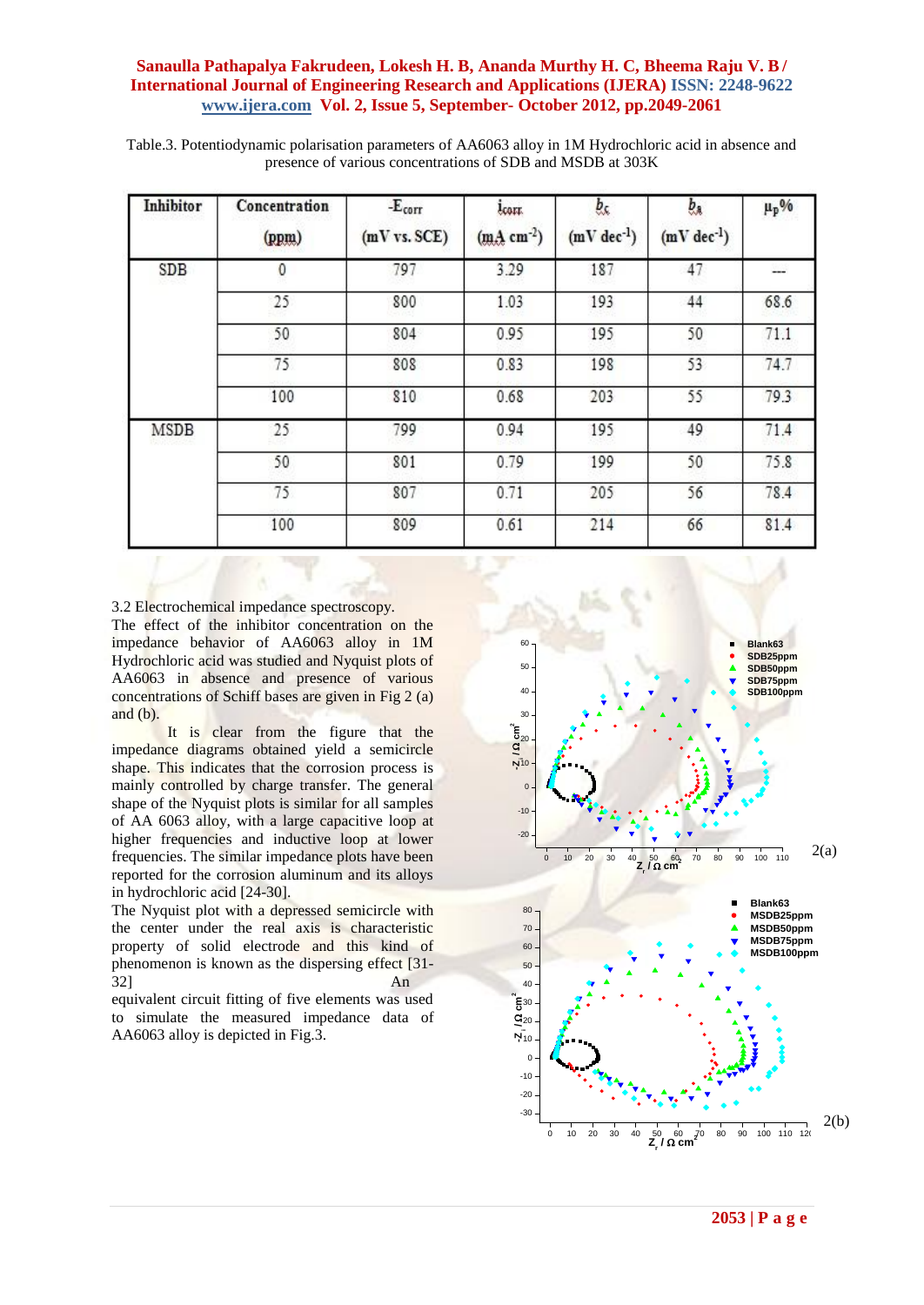Table.3. Potentiodynamic polarisation parameters of AA6063 alloy in 1M Hydrochloric acid in absence and presence of various concentrations of SDB and MSDB at 303K

| Inhibitor | Concentration (ppm) | $-E_{corr}$ (mV vs. SCE) | $i_{corr}$ (mA cm$^{-2}$) | $b_c$ (mV dec$^{-1}$) | $b_a$ (mV dec$^{-1}$) | $\mu_p$% |
|---|---|---|---|---|---|---|
| SDB | 0 | 797 | 3.29 | 187 | 47 | --- |
| | 25 | 800 | 1.03 | 193 | 44 | 68.6 |
| | 50 | 804 | 0.95 | 195 | 50 | 71.1 |
| | 75 | 808 | 0.83 | 198 | 53 | 74.7 |
| | 100 | 810 | 0.68 | 203 | 55 | 79.3 |
| MSDB | 25 | 799 | 0.94 | 195 | 49 | 71.4 |
| | 50 | 801 | 0.79 | 199 | 50 | 75.8 |
| | 75 | 807 | 0.71 | 205 | 56 | 78.4 |
| | 100 | 809 | 0.61 | 214 | 66 | 81.4 |

3.2 Electrochemical impedance spectroscopy.

The effect of the inhibitor concentration on the impedance behavior of AA6063 alloy in 1M Hydrochloric acid was studied and Nyquist plots of AA6063 in absence and presence of various concentrations of Schiff bases are given in Fig 2 (a) and (b).

It is clear from the figure that the impedance diagrams obtained yield a semicircle shape. This indicates that the corrosion process is mainly controlled by charge transfer. The general shape of the Nyquist plots is similar for all samples of AA 6063 alloy, with a large capacitive loop at higher frequencies and inductive loop at lower frequencies. The similar impedance plots have been reported for the corrosion aluminum and its alloys in hydrochloric acid [24-30].

The Nyquist plot with a depressed semicircle with the center under the real axis is characteristic property of solid electrode and this kind of phenomenon is known as the dispersing effect [31-32] An equivalent circuit fitting of five elements was used to simulate the measured impedance data of AA6063 alloy is depicted in Fig.3.

Blank63
SDB25ppm
SDB50ppm
SDB75ppm
SDB100ppm

$-Z_i$ / Ω cm$^2$

$Z_r$ / Ω cm$^2$

2(a)

Blank63
MSDB25ppm
MSDB50ppm
MSDB75ppm
MSDB100ppm

$-Z_i$ / Ω cm$^2$

$Z_r$ / Ω cm$^2$

2(b)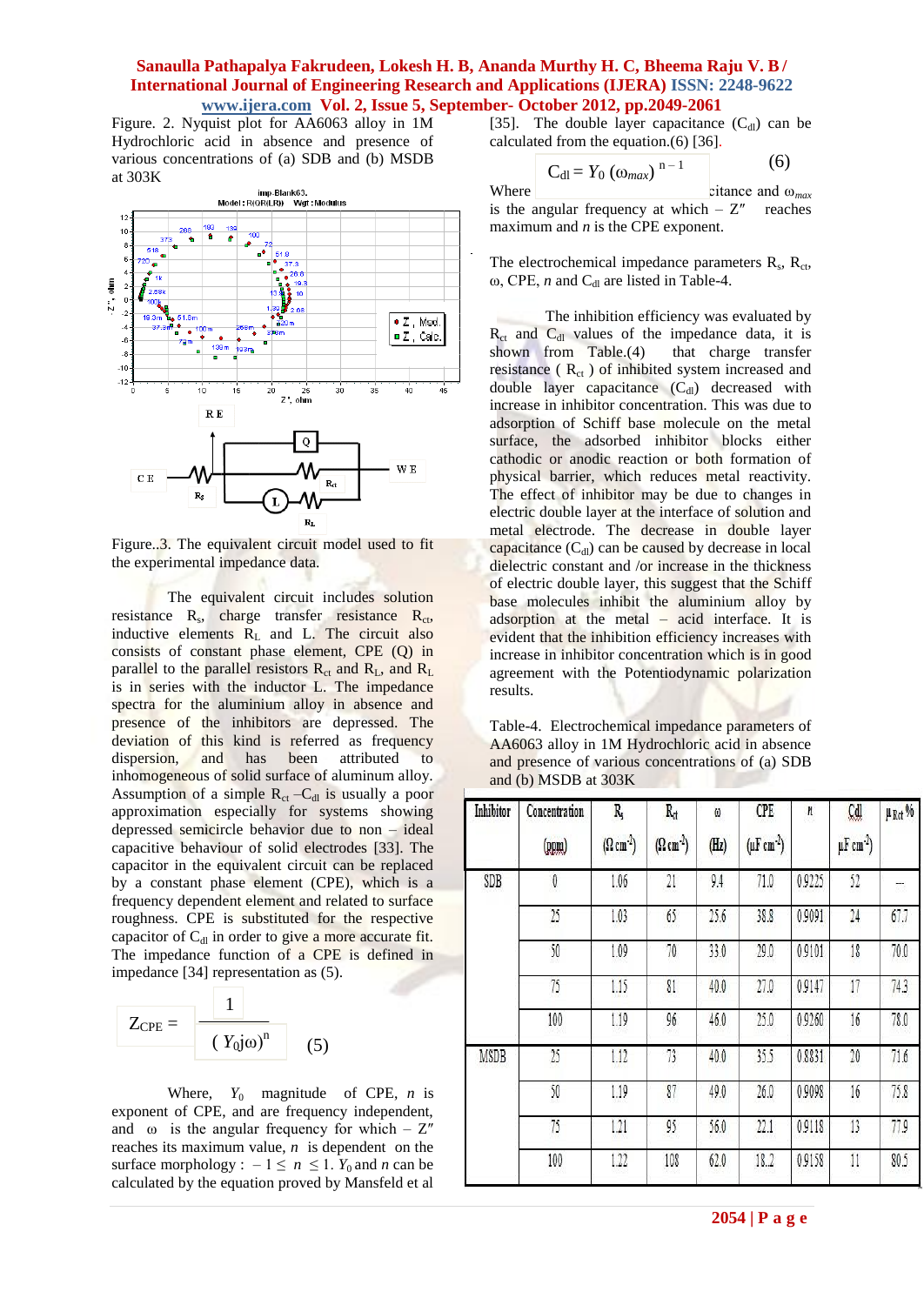Figure. 2. Nyquist plot for AA6063 alloy in 1M Hydrochloric acid in absence and presence of various concentrations of (a) SDB and (b) MSDB at 303K

imp-Blank63.
Model : R(QR(LR)) Wgt : Modulus

Z', ohm

-Z'', ohm

Z', Msd.
Z', Calc.

RE
CE
WE
Q
$R_S$
$R_{ct}$
L
$R_L$

Figure..3. The equivalent circuit model used to fit the experimental impedance data.

The equivalent circuit includes solution resistance $R_s$, charge transfer resistance $R_{ct}$, inductive elements $R_L$ and L. The circuit also consists of constant phase element, CPE (Q) in parallel to the parallel resistors $R_{ct}$ and $R_L$, and $R_L$ is in series with the inductor L. The impedance spectra for the aluminium alloy in absence and presence of the inhibitors are depressed. The deviation of this kind is referred as frequency dispersion, and has been attributed to inhomogeneous of solid surface of aluminum alloy. Assumption of a simple $R_{ct}$ –$C_{dl}$ is usually a poor approximation especially for systems showing depressed semicircle behavior due to non – ideal capacitive behaviour of solid electrodes [33]. The capacitor in the equivalent circuit can be replaced by a constant phase element (CPE), which is a frequency dependent element and related to surface roughness. CPE is substituted for the respective capacitor of $C_{dl}$ in order to give a more accurate fit. The impedance function of a CPE is defined in impedance [34] representation as (5).

$$Z_{CPE} = \frac{1}{(Y_0 j\omega)^n} \quad (5)$$

Where, $Y_0$ magnitude of CPE, $n$ is exponent of CPE, and are frequency independent, and ω is the angular frequency for which – Z″ reaches its maximum value, $n$ is dependent on the surface morphology : $-1 \leq n \leq 1$. $Y_0$ and $n$ can be calculated by the equation proved by Mansfeld et al [35]. The double layer capacitance ($C_{dl}$) can be calculated from the equation.(6) [36].

$$C_{dl} = Y_0\,(\omega_{max})^{n-1} \quad (6)$$

Where ... citance and $\omega_{max}$ is the angular frequency at which – Z″ reaches maximum and $n$ is the CPE exponent.

The electrochemical impedance parameters $R_s$, $R_{ct}$, ω, CPE, $n$ and $C_{dl}$ are listed in Table-4.

The inhibition efficiency was evaluated by $R_{ct}$ and $C_{dl}$ values of the impedance data, it is shown from Table.(4) that charge transfer resistance ( $R_{ct}$ ) of inhibited system increased and double layer capacitance ($C_{dl}$) decreased with increase in inhibitor concentration. This was due to adsorption of Schiff base molecule on the metal surface, the adsorbed inhibitor blocks either cathodic or anodic reaction or both formation of physical barrier, which reduces metal reactivity. The effect of inhibitor may be due to changes in electric double layer at the interface of solution and metal electrode. The decrease in double layer capacitance ($C_{dl}$) can be caused by decrease in local dielectric constant and /or increase in the thickness of electric double layer, this suggest that the Schiff base molecules inhibit the aluminium alloy by adsorption at the metal – acid interface. It is evident that the inhibition efficiency increases with increase in inhibitor concentration which is in good agreement with the Potentiodynamic polarization results.

Table-4. Electrochemical impedance parameters of AA6063 alloy in 1M Hydrochloric acid in absence and presence of various concentrations of (a) SDB and (b) MSDB at 303K

| Inhibitor | Concentration (ppm) | $R_s$ ($\Omega$ cm$^2$) | $R_{ct}$ ($\Omega$ cm$^2$) | ω (Hz) | CPE (μF cm$^{-2}$) | $n$ | $C_{dl}$ μF cm$^{-2}$ | $\mu_{Rct}$ % |
|---|---|---|---|---|---|---|---|---|
| SDB | 0 | 1.06 | 21 | 9.4 | 71.0 | 0.9225 | 52 | -- |
| | 25 | 1.03 | 65 | 25.6 | 38.8 | 0.9091 | 24 | 67.7 |
| | 50 | 1.09 | 70 | 33.0 | 29.0 | 0.9101 | 18 | 70.0 |
| | 75 | 1.15 | 81 | 40.0 | 27.0 | 0.9147 | 17 | 74.3 |
| | 100 | 1.19 | 96 | 46.0 | 25.0 | 0.9260 | 16 | 78.0 |
| MSDB | 25 | 1.12 | 73 | 40.0 | 35.5 | 0.8831 | 20 | 71.6 |
| | 50 | 1.19 | 87 | 49.0 | 26.0 | 0.9098 | 16 | 75.8 |
| | 75 | 1.21 | 95 | 56.0 | 22.1 | 0.9118 | 13 | 77.9 |
| | 100 | 1.22 | 108 | 62.0 | 18.2 | 0.9158 | 11 | 80.5 |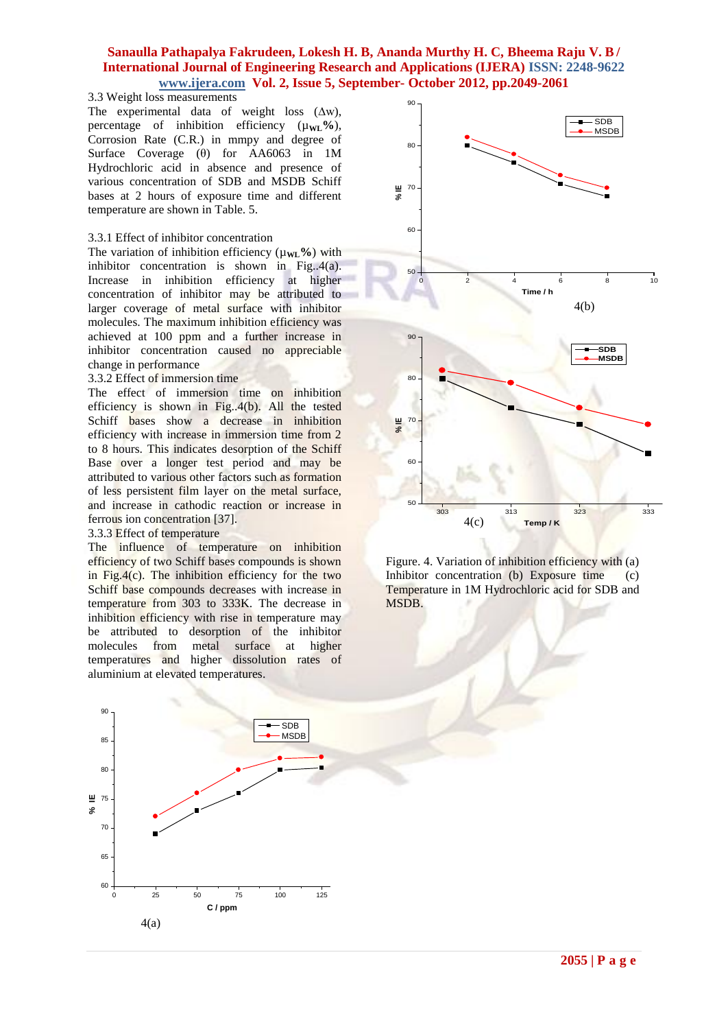### 3.3 Weight loss measurements

The experimental data of weight loss ($\Delta w$), percentage of inhibition efficiency ($\mu_{WL}$%), Corrosion Rate (C.R.) in mmpy and degree of Surface Coverage ($\theta$) for AA6063 in 1M Hydrochloric acid in absence and presence of various concentration of SDB and MSDB Schiff bases at 2 hours of exposure time and different temperature are shown in Table. 5.

#### 3.3.1 Effect of inhibitor concentration

The variation of inhibition efficiency ($\mu_{WL}$%) with inhibitor concentration is shown in Fig..4(a). Increase in inhibition efficiency at higher concentration of inhibitor may be attributed to larger coverage of metal surface with inhibitor molecules. The maximum inhibition efficiency was achieved at 100 ppm and a further increase in inhibitor concentration caused no appreciable change in performance

#### 3.3.2 Effect of immersion time

The effect of immersion time on inhibition efficiency is shown in Fig..4(b). All the tested Schiff bases show a decrease in inhibition efficiency with increase in immersion time from 2 to 8 hours. This indicates desorption of the Schiff Base over a longer test period and may be attributed to various other factors such as formation of less persistent film layer on the metal surface, and increase in cathodic reaction or increase in ferrous ion concentration [37].

#### 3.3.3 Effect of temperature

The influence of temperature on inhibition efficiency of two Schiff bases compounds is shown in Fig.4(c). The inhibition efficiency for the two Schiff base compounds decreases with increase in temperature from 303 to 333K. The decrease in inhibition efficiency with rise in temperature may be attributed to desorption of the inhibitor molecules from metal surface at higher temperatures and higher dissolution rates of aluminium at elevated temperatures.

% IE
C / ppm
0 25 50 75 100 125
60 65 70 75 80 85 90
SDB
MSDB

4(a)

% IE
Time / h
0 2 4 6 8 10
50 60 70 80 90
SDB
MSDB

4(b)

% IE
Temp / K
303 313 323 333
50 60 70 80 90
SDB
MSDB

4(c)

Figure. 4. Variation of inhibition efficiency with (a) Inhibitor concentration (b) Exposure time (c) Temperature in 1M Hydrochloric acid for SDB and MSDB.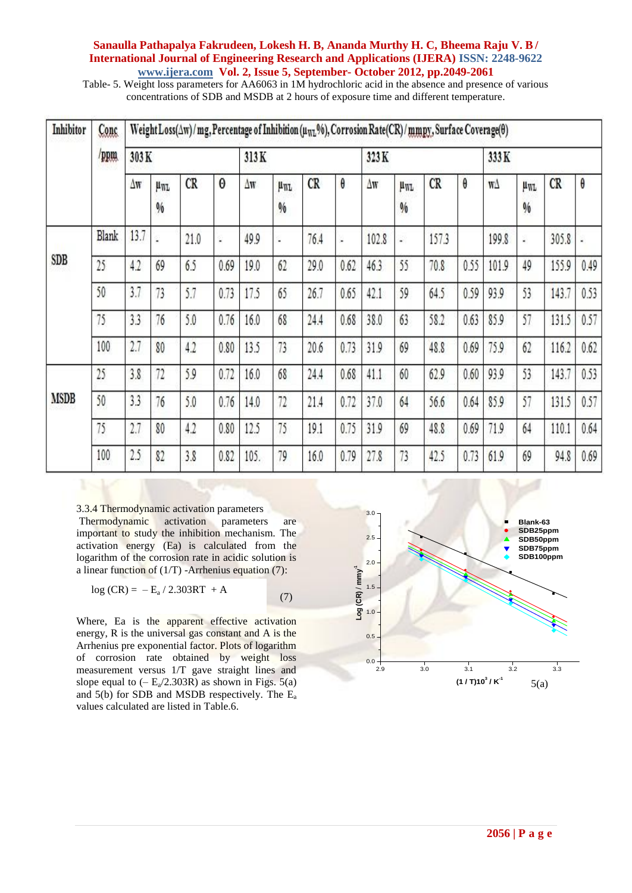Table- 5. Weight loss parameters for AA6063 in 1M hydrochloric acid in the absence and presence of various concentrations of SDB and MSDB at 2 hours of exposure time and different temperature.

| Inhibitor | Conc /ppm | Weight Loss(Δw)/mg, Percentage of Inhibition ($\mu_{WL}$%), Corrosion Rate(CR)/mmpy, Surface Coverage(θ) | | | | | | | | | | | | | | | |
|---|---|---|---|---|---|---|---|---|---|---|---|---|---|---|---|---|---|
| | | 303 K | | | | 313 K | | | | 323 K | | | | 333 K | | | |
| | | Δw | $\mu_{WL}$ % | CR | θ | Δw | $\mu_{WL}$ % | CR | θ | Δw | $\mu_{WL}$ % | CR | θ | wΔ | $\mu_{WL}$ % | CR | θ |
| SDB | Blank | 13.7 | - | 21.0 | - | 49.9 | - | 76.4 | - | 102.8 | - | 157.3 | | 199.8 | - | 305.8 | - |
| | 25 | 4.2 | 69 | 6.5 | 0.69 | 19.0 | 62 | 29.0 | 0.62 | 46.3 | 55 | 70.8 | 0.55 | 101.9 | 49 | 155.9 | 0.49 |
| | 50 | 3.7 | 73 | 5.7 | 0.73 | 17.5 | 65 | 26.7 | 0.65 | 42.1 | 59 | 64.5 | 0.59 | 93.9 | 53 | 143.7 | 0.53 |
| | 75 | 3.3 | 76 | 5.0 | 0.76 | 16.0 | 68 | 24.4 | 0.68 | 38.0 | 63 | 58.2 | 0.63 | 85.9 | 57 | 131.5 | 0.57 |
| | 100 | 2.7 | 80 | 4.2 | 0.80 | 13.5 | 73 | 20.6 | 0.73 | 31.9 | 69 | 48.8 | 0.69 | 75.9 | 62 | 116.2 | 0.62 |
| MSDB | 25 | 3.8 | 72 | 5.9 | 0.72 | 16.0 | 68 | 24.4 | 0.68 | 41.1 | 60 | 62.9 | 0.60 | 93.9 | 53 | 143.7 | 0.53 |
| | 50 | 3.3 | 76 | 5.0 | 0.76 | 14.0 | 72 | 21.4 | 0.72 | 37.0 | 64 | 56.6 | 0.64 | 85.9 | 57 | 131.5 | 0.57 |
| | 75 | 2.7 | 80 | 4.2 | 0.80 | 12.5 | 75 | 19.1 | 0.75 | 31.9 | 69 | 48.8 | 0.69 | 71.9 | 64 | 110.1 | 0.64 |
| | 100 | 2.5 | 82 | 3.8 | 0.82 | 105. | 79 | 16.0 | 0.79 | 27.8 | 73 | 42.5 | 0.73 | 61.9 | 69 | 94.8 | 0.69 |

3.3.4 Thermodynamic activation parameters

Thermodynamic activation parameters are important to study the inhibition mechanism. The activation energy (Ea) is calculated from the logarithm of the corrosion rate in acidic solution is a linear function of (1/T) -Arrhenius equation (7):

$$\log (CR) = -E_a / 2.303RT + A \quad (7)$$

Where, Ea is the apparent effective activation energy, R is the universal gas constant and A is the Arrhenius pre exponential factor. Plots of logarithm of corrosion rate obtained by weight loss measurement versus 1/T gave straight lines and slope equal to ($-E_a/2.303R$) as shown in Figs. 5(a) and 5(b) for SDB and MSDB respectively. The $E_a$ values calculated are listed in Table.6.

5(a)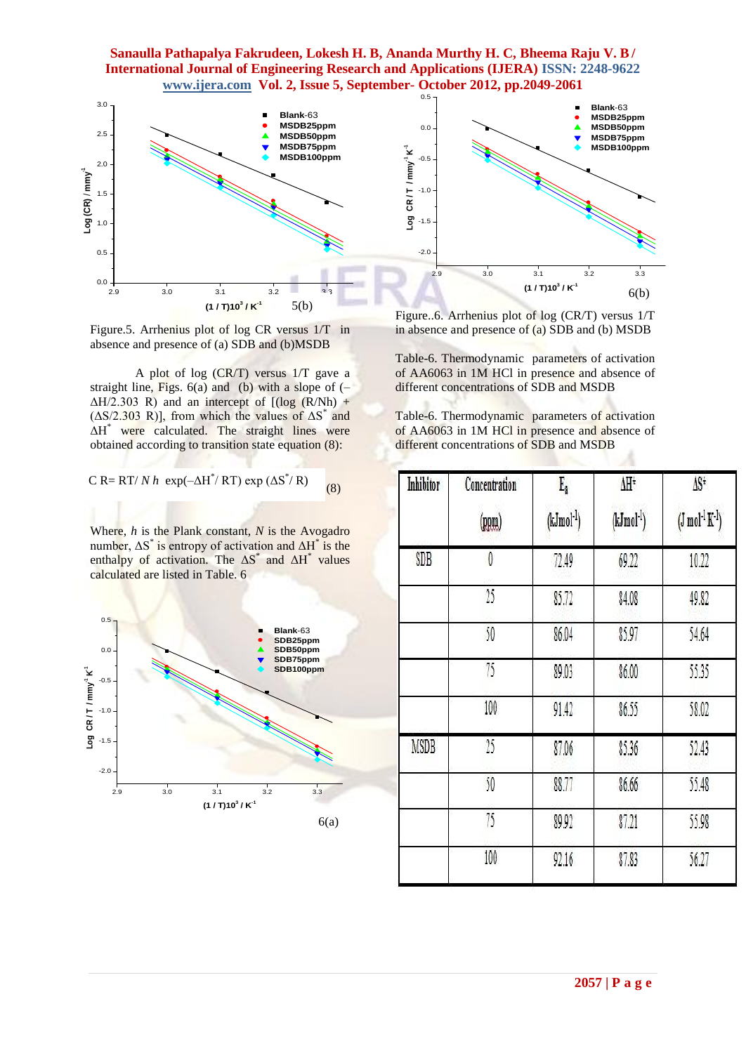3.0
2.5
2.0
1.5
1.0
0.5
0.0
2.9 3.0 3.1 3.2 3.3

Log (CR) / mmy$^{-1}$

$(1/T)10^3 / K^{-1}$

Blank-63
MSDB25ppm
MSDB50ppm
MSDB75ppm
MSDB100ppm

5(b)

Figure.5. Arrhenius plot of log CR versus 1/T in absence and presence of (a) SDB and (b)MSDB

A plot of log (CR/T) versus 1/T gave a straight line, Figs. 6(a) and (b) with a slope of ($-\Delta H/2.303$ R) and an intercept of [(log (R/Nh) + ($\Delta S/2.303$ R)], from which the values of $\Delta S^*$ and $\Delta H^*$ were calculated. The straight lines were obtained according to transition state equation (8):

$$CR = RT/ N h \exp(-\Delta H^*/ RT) \exp (\Delta S^*/ R) \quad (8)$$

Where, *h* is the Plank constant, *N* is the Avogadro number, $\Delta S^*$ is entropy of activation and $\Delta H^*$ is the enthalpy of activation. The $\Delta S^*$ and $\Delta H^*$ values calculated are listed in Table. 6

0.5
0.0
-0.5
-1.0
-1.5
-2.0
2.9 3.0 3.1 3.2 3.3

Log CR / T / mmy$^{-1}$ K$^{-1}$

$(1/T)10^3 / K^{-1}$

Blank-63
SDB25ppm
SDB50ppm
SDB75ppm
SDB100ppm

6(a)

0.5
0.0
-0.5
-1.0
-1.5
-2.0
2.9 3.0 3.1 3.2 3.3

Log CR / T / mmy$^{-1}$ K$^{-1}$

$(1/T)10^3 / K^{-1}$

Blank-63
MSDB25ppm
MSDB50ppm
MSDB75ppm
MSDB100ppm

6(b)

Figure..6. Arrhenius plot of log (CR/T) versus 1/T in absence and presence of (a) SDB and (b) MSDB

Table-6. Thermodynamic parameters of activation of AA6063 in 1M HCl in presence and absence of different concentrations of SDB and MSDB

Table-6. Thermodynamic parameters of activation of AA6063 in 1M HCl in presence and absence of different concentrations of SDB and MSDB

| Inhibitor | Concentration (ppm) | $E_a$ (kJmol$^{-1}$) | $\Delta H^{\ddagger}$ (kJmol$^{-1}$) | $\Delta S^{\ddagger}$ (J mol$^{-1}$ K$^{-1}$) |
|---|---|---|---|---|
| SDB | 0 | 72.49 | 69.22 | 10.22 |
| | 25 | 85.72 | 84.08 | 49.82 |
| | 50 | 86.04 | 85.97 | 54.64 |
| | 75 | 89.03 | 86.00 | 55.35 |
| | 100 | 91.42 | 86.55 | 58.02 |
| MSDB | 25 | 87.06 | 85.36 | 52.43 |
| | 50 | 88.77 | 86.66 | 55.48 |
| | 75 | 89.92 | 87.21 | 55.98 |
| | 100 | 92.16 | 87.83 | 56.27 |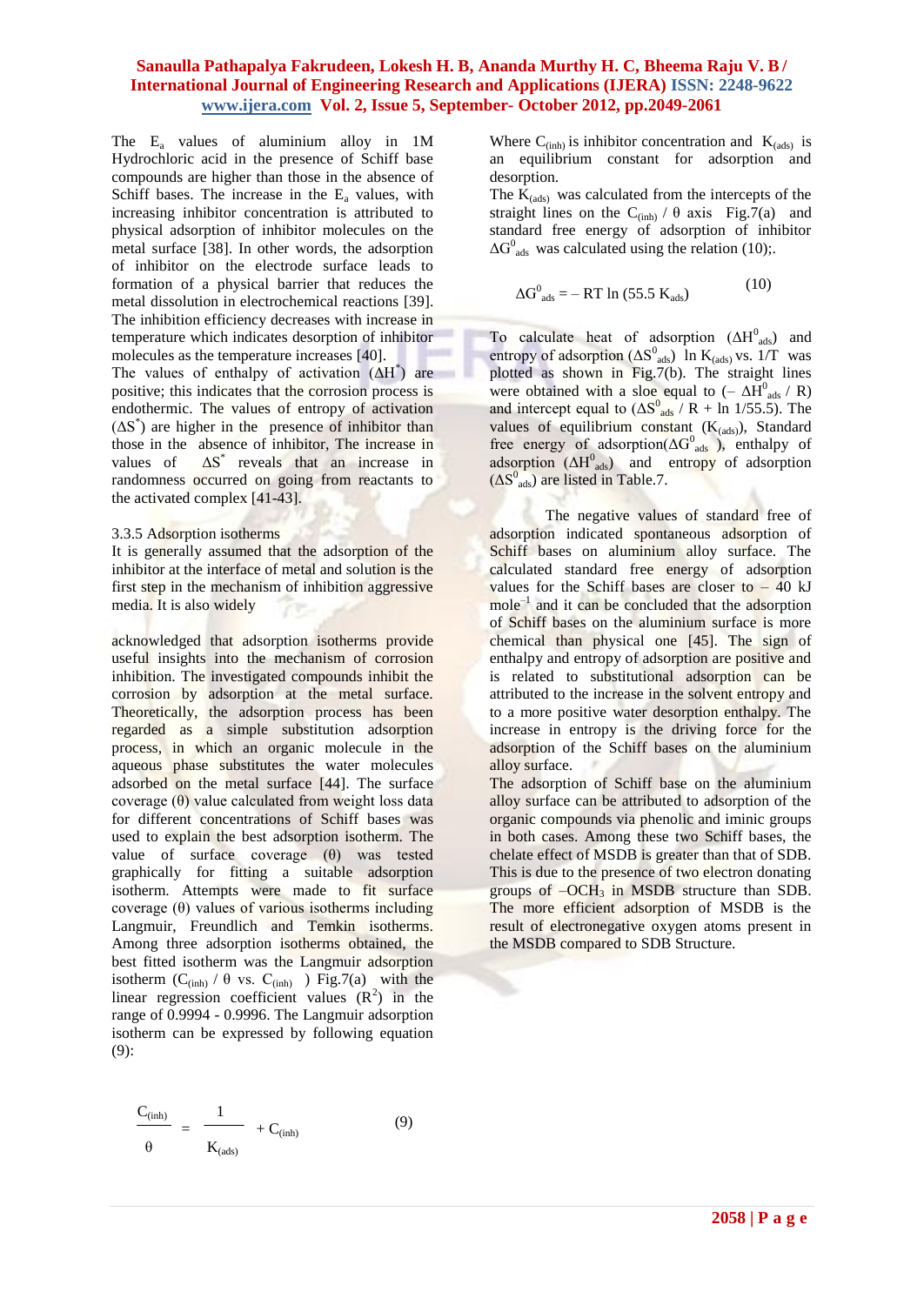The $E_a$ values of aluminium alloy in 1M Hydrochloric acid in the presence of Schiff base compounds are higher than those in the absence of Schiff bases. The increase in the $E_a$ values, with increasing inhibitor concentration is attributed to physical adsorption of inhibitor molecules on the metal surface [38]. In other words, the adsorption of inhibitor on the electrode surface leads to formation of a physical barrier that reduces the metal dissolution in electrochemical reactions [39]. The inhibition efficiency decreases with increase in temperature which indicates desorption of inhibitor molecules as the temperature increases [40].
The values of enthalpy of activation ($\Delta H^*$) are positive; this indicates that the corrosion process is endothermic. The values of entropy of activation ($\Delta S^*$) are higher in the presence of inhibitor than those in the absence of inhibitor, The increase in values of $\Delta S^*$ reveals that an increase in randomness occurred on going from reactants to the activated complex [41-43].

3.3.5 Adsorption isotherms

It is generally assumed that the adsorption of the inhibitor at the interface of metal and solution is the first step in the mechanism of inhibition aggressive media. It is also widely acknowledged that adsorption isotherms provide useful insights into the mechanism of corrosion inhibition. The investigated compounds inhibit the corrosion by adsorption at the metal surface. Theoretically, the adsorption process has been regarded as a simple substitution adsorption process, in which an organic molecule in the aqueous phase substitutes the water molecules adsorbed on the metal surface [44]. The surface coverage ($\theta$) value calculated from weight loss data for different concentrations of Schiff bases was used to explain the best adsorption isotherm. The value of surface coverage ($\theta$) was tested graphically for fitting a suitable adsorption isotherm. Attempts were made to fit surface coverage ($\theta$) values of various isotherms including Langmuir, Freundlich and Temkin isotherms. Among three adsorption isotherms obtained, the best fitted isotherm was the Langmuir adsorption isotherm ($C_{(inh)} / \theta$ vs. $C_{(inh)}$ ) Fig.7(a) with the linear regression coefficient values ($R^2$) in the range of 0.9994 - 0.9996. The Langmuir adsorption isotherm can be expressed by following equation (9):

$$\frac{C_{(inh)}}{\theta} = \frac{1}{K_{(ads)}} + C_{(inh)} \qquad (9)$$

Where $C_{(inh)}$ is inhibitor concentration and $K_{(ads)}$ is an equilibrium constant for adsorption and desorption.
The $K_{(ads)}$ was calculated from the intercepts of the straight lines on the $C_{(inh)} / \theta$ axis Fig.7(a) and standard free energy of adsorption of inhibitor $\Delta G^0_{ads}$ was calculated using the relation (10);.

$$\Delta G^0_{ads} = -\,RT \ln (55.5\ K_{ads}) \qquad (10)$$

To calculate heat of adsorption ($\Delta H^0_{ads}$) and entropy of adsorption ($\Delta S^0_{ads}$) $\ln K_{(ads)}$ vs. $1/T$ was plotted as shown in Fig.7(b). The straight lines were obtained with a sloe equal to ($-\,\Delta H^0_{ads} / R$) and intercept equal to ($\Delta S^0_{ads} / R + \ln 1/55.5$). The values of equilibrium constant ($K_{(ads)}$), Standard free energy of adsorption($\Delta G^0_{ads}$ ), enthalpy of adsorption ($\Delta H^0_{ads}$) and entropy of adsorption ($\Delta S^0_{ads}$) are listed in Table.7.

The negative values of standard free of adsorption indicated spontaneous adsorption of Schiff bases on aluminium alloy surface. The calculated standard free energy of adsorption values for the Schiff bases are closer to $-$ 40 kJ mole$^{-1}$ and it can be concluded that the adsorption of Schiff bases on the aluminium surface is more chemical than physical one [45]. The sign of enthalpy and entropy of adsorption are positive and is related to substitutional adsorption can be attributed to the increase in the solvent entropy and to a more positive water desorption enthalpy. The increase in entropy is the driving force for the adsorption of the Schiff bases on the aluminium alloy surface.
The adsorption of Schiff base on the aluminium alloy surface can be attributed to adsorption of the organic compounds via phenolic and iminic groups in both cases. Among these two Schiff bases, the chelate effect of MSDB is greater than that of SDB. This is due to the presence of two electron donating groups of $-OCH_3$ in MSDB structure than SDB. The more efficient adsorption of MSDB is the result of electronegative oxygen atoms present in the MSDB compared to SDB Structure.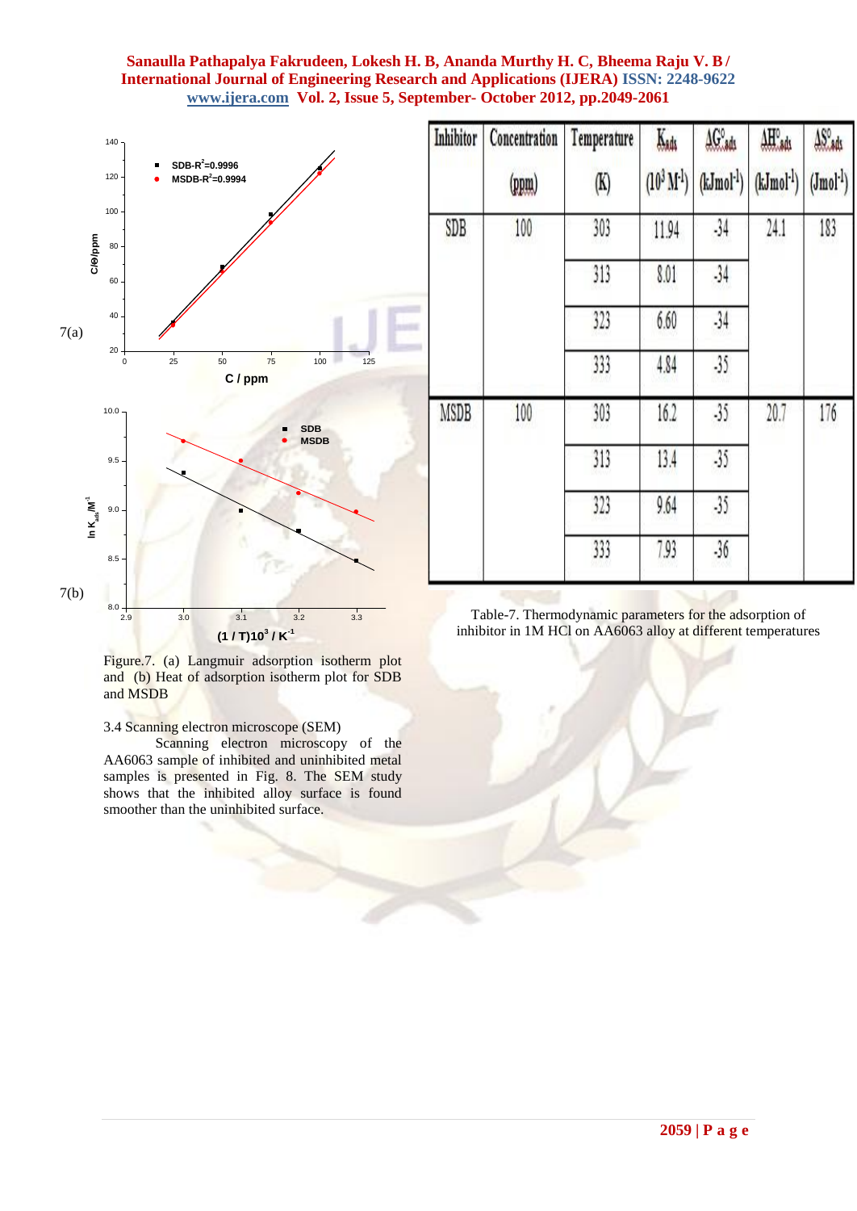7(a)

SDB-$R^2$=0.9996

MSDB-$R^2$=0.9994

C/θ/ppm

C / ppm

7(b)

SDB

MSDB

ln $K_{ads}$/$M^{-1}$

$(1 / T)10^3$ / $K^{-1}$

Figure.7. (a) Langmuir adsorption isotherm plot and (b) Heat of adsorption isotherm plot for SDB and MSDB

3.4 Scanning electron microscope (SEM)

Scanning electron microscopy of the AA6063 sample of inhibited and uninhibited metal samples is presented in Fig. 8. The SEM study shows that the inhibited alloy surface is found smoother than the uninhibited surface.

| Inhibitor | Concentration (ppm) | Temperature (K) | $K_{ads}$ ($10^3$ $M^{-1}$) | $\Delta G^o_{ads}$ (kJmol$^{-1}$) | $\Delta H^o_{ads}$ (kJmol$^{-1}$) | $\Delta S^o_{ads}$ (Jmol$^{-1}$) |
|---|---|---|---|---|---|---|
| SDB | 100 | 303 | 11.94 | -34 | 24.1 | 183 |
| | | 313 | 8.01 | -34 | | |
| | | 323 | 6.60 | -34 | | |
| | | 333 | 4.84 | -35 | | |
| MSDB | 100 | 303 | 16.2 | -35 | 20.7 | 176 |
| | | 313 | 13.4 | -35 | | |
| | | 323 | 9.64 | -35 | | |
| | | 333 | 7.93 | -36 | | |

Table-7. Thermodynamic parameters for the adsorption of inhibitor in 1M HCl on AA6063 alloy at different temperatures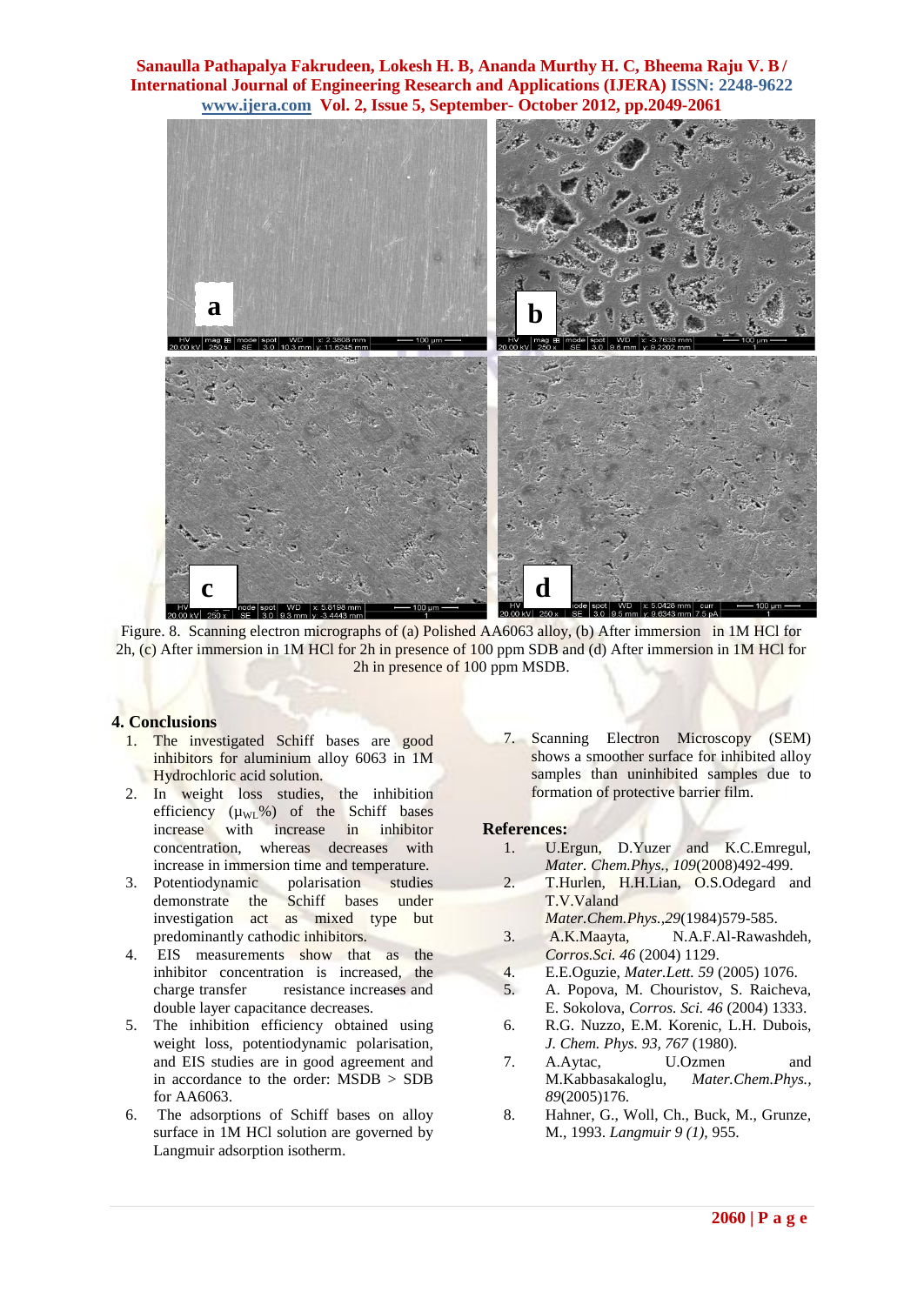Figure. 8. Scanning electron micrographs of (a) Polished AA6063 alloy, (b) After immersion in 1M HCl for 2h, (c) After immersion in 1M HCl for 2h in presence of 100 ppm SDB and (d) After immersion in 1M HCl for 2h in presence of 100 ppm MSDB.

## 4. Conclusions

1. The investigated Schiff bases are good inhibitors for aluminium alloy 6063 in 1M Hydrochloric acid solution.
2. In weight loss studies, the inhibition efficiency ($\mu_{WL}$%) of the Schiff bases increase with increase in inhibitor concentration, whereas decreases with increase in immersion time and temperature.
3. Potentiodynamic polarisation studies demonstrate the Schiff bases under investigation act as mixed type but predominantly cathodic inhibitors.
4. EIS measurements show that as the inhibitor concentration is increased, the charge transfer resistance increases and double layer capacitance decreases.
5. The inhibition efficiency obtained using weight loss, potentiodynamic polarisation, and EIS studies are in good agreement and in accordance to the order: MSDB > SDB for AA6063.
6. The adsorptions of Schiff bases on alloy surface in 1M HCl solution are governed by Langmuir adsorption isotherm.
7. Scanning Electron Microscopy (SEM) shows a smoother surface for inhibited alloy samples than uninhibited samples due to formation of protective barrier film.

## References:

1. U.Ergun, D.Yuzer and K.C.Emregul, *Mater. Chem.Phys., 109*(2008)492-499.
2. T.Hurlen, H.H.Lian, O.S.Odegard and T.V.Valand *Mater.Chem.Phys.,29*(1984)579-585.
3. A.K.Maayta, N.A.F.Al-Rawashdeh, *Corros.Sci. 46* (2004) 1129.
4. E.E.Oguzie, *Mater.Lett. 59* (2005) 1076.
5. A. Popova, M. Chouristov, S. Raicheva, E. Sokolova, *Corros. Sci. 46* (2004) 1333.
6. R.G. Nuzzo, E.M. Korenic, L.H. Dubois, *J. Chem. Phys. 93, 767* (1980).
7. A.Aytac, U.Ozmen and M.Kabbasakaloglu, *Mater.Chem.Phys., 89*(2005)176.
8. Hahner, G., Woll, Ch., Buck, M., Grunze, M., 1993. *Langmuir 9 (1)*, 955.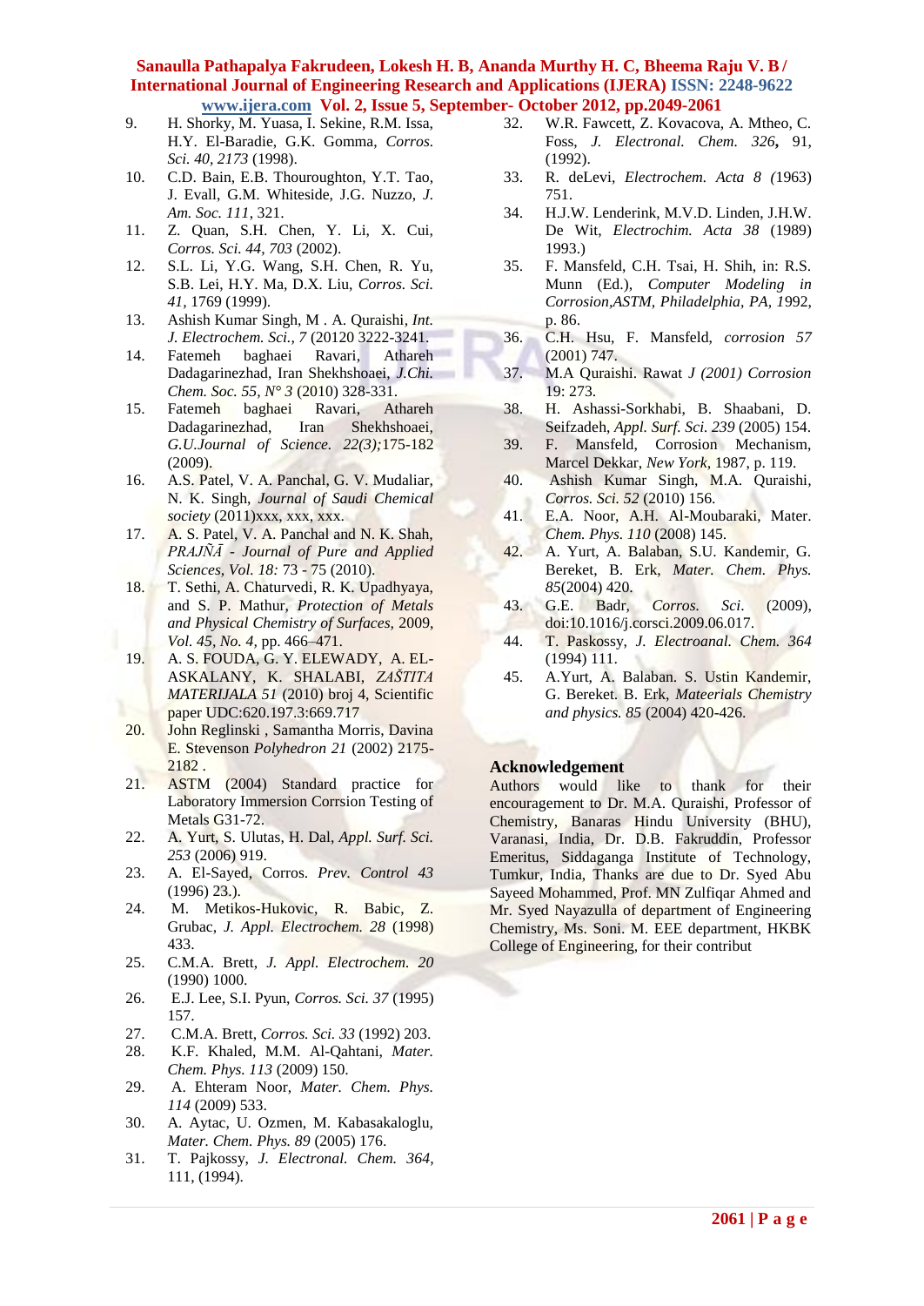9. H. Shorky, M. Yuasa, I. Sekine, R.M. Issa, H.Y. El-Baradie, G.K. Gomma, *Corros. Sci. 40, 2173* (1998).
10. C.D. Bain, E.B. Thouroughton, Y.T. Tao, J. Evall, G.M. Whiteside, J.G. Nuzzo, *J. Am. Soc. 111*, 321.
11. Z. Quan, S.H. Chen, Y. Li, X. Cui, *Corros. Sci. 44, 703* (2002).
12. S.L. Li, Y.G. Wang, S.H. Chen, R. Yu, S.B. Lei, H.Y. Ma, D.X. Liu, *Corros. Sci. 41*, 1769 (1999).
13. Ashish Kumar Singh, M . A. Quraishi, *Int. J. Electrochem. Sci., 7* (20120 3222-3241.
14. Fatemeh baghaei Ravari, Athareh Dadagarinezhad, Iran Shekhshoaei, *J.Chi. Chem. Soc. 55, N° 3* (2010) 328-331.
15. Fatemeh baghaei Ravari, Athareh Dadagarinezhad, Iran Shekhshoaei, *G.U.Journal of Science. 22(3);*175-182 (2009).
16. A.S. Patel, V. A. Panchal, G. V. Mudaliar, N. K. Singh, *Journal of Saudi Chemical society* (2011)xxx, xxx, xxx.
17. A. S. Patel, V. A. Panchal and N. K. Shah, *PRAJÑĀ - Journal of Pure and Applied Sciences, Vol. 18:* 73 - 75 (2010).
18. T. Sethi, A. Chaturvedi, R. K. Upadhyaya, and S. P. Mathur, *Protection of Metals and Physical Chemistry of Surfaces,* 2009, *Vol. 45, No. 4,* pp. 466–471.
19. A. S. FOUDA, G. Y. ELEWADY, A. EL-ASKALANY, K. SHALABI, *ZAŠTITA MATERIJALA 51* (2010) broj 4, Scientific paper UDC:620.197.3:669.717
20. John Reglinski , Samantha Morris, Davina E. Stevenson *Polyhedron 21* (2002) 2175-2182 .
21. ASTM (2004) Standard practice for Laboratory Immersion Corrsion Testing of Metals G31-72.
22. A. Yurt, S. Ulutas, H. Dal, *Appl. Surf. Sci. 253* (2006) 919.
23. A. El-Sayed, Corros. *Prev. Control 43* (1996) 23.).
24. M. Metikos-Hukovic, R. Babic, Z. Grubac, *J. Appl. Electrochem. 28* (1998) 433.
25. C.M.A. Brett, *J. Appl. Electrochem. 20* (1990) 1000.
26. E.J. Lee, S.I. Pyun, *Corros. Sci. 37* (1995) 157.
27. C.M.A. Brett, *Corros. Sci. 33* (1992) 203.
28. K.F. Khaled, M.M. Al-Qahtani, *Mater. Chem. Phys. 113* (2009) 150.
29. A. Ehteram Noor, *Mater. Chem. Phys. 114* (2009) 533.
30. A. Aytac, U. Ozmen, M. Kabasakaloglu, *Mater. Chem. Phys. 89* (2005) 176.
31. T. Pajkossy, *J. Electronal. Chem. 364,* 111, (1994).
32. W.R. Fawcett, Z. Kovacova, A. Mtheo, C. Foss, *J. Electronal. Chem. 326***,** 91, (1992).
33. R. deLevi, *Electrochem. Acta 8 (*1963) 751.
34. H.J.W. Lenderink, M.V.D. Linden, J.H.W. De Wit, *Electrochim. Acta 38* (1989) 1993.)
35. F. Mansfeld, C.H. Tsai, H. Shih, in: R.S. Munn (Ed.), *Computer Modeling in Corrosion,ASTM, Philadelphia, PA, 1*992, p. 86.
36. C.H. Hsu, F. Mansfeld, *corrosion 57* (2001) 747.
37. M.A Quraishi. Rawat *J (2001) Corrosion* 19: 273.
38. H. Ashassi-Sorkhabi, B. Shaabani, D. Seifzadeh, *Appl. Surf. Sci. 239* (2005) 154.
39. F. Mansfeld, Corrosion Mechanism, Marcel Dekkar, *New York,* 1987, p. 119.
40. Ashish Kumar Singh, M.A. Quraishi, *Corros. Sci. 52* (2010) 156.
41. E.A. Noor, A.H. Al-Moubaraki, Mater. *Chem. Phys. 110* (2008) 145.
42. A. Yurt, A. Balaban, S.U. Kandemir, G. Bereket, B. Erk, *Mater. Chem. Phys. 85*(2004) 420.
43. G.E. Badr, *Corros. Sci*. (2009), doi:10.1016/j.corsci.2009.06.017.
44. T. Paskossy, *J. Electroanal. Chem. 364* (1994) 111.
45. A.Yurt, A. Balaban. S. Ustin Kandemir, G. Bereket. B. Erk, *Mateerials Chemistry and physics. 85* (2004) 420-426.

## Acknowledgement

Authors would like to thank for their encouragement to Dr. M.A. Quraishi, Professor of Chemistry, Banaras Hindu University (BHU), Varanasi, India, Dr. D.B. Fakruddin, Professor Emeritus, Siddaganga Institute of Technology, Tumkur, India, Thanks are due to Dr. Syed Abu Sayeed Mohammed, Prof. MN Zulfiqar Ahmed and Mr. Syed Nayazulla of department of Engineering Chemistry, Ms. Soni. M. EEE department, HKBK College of Engineering, for their contribut